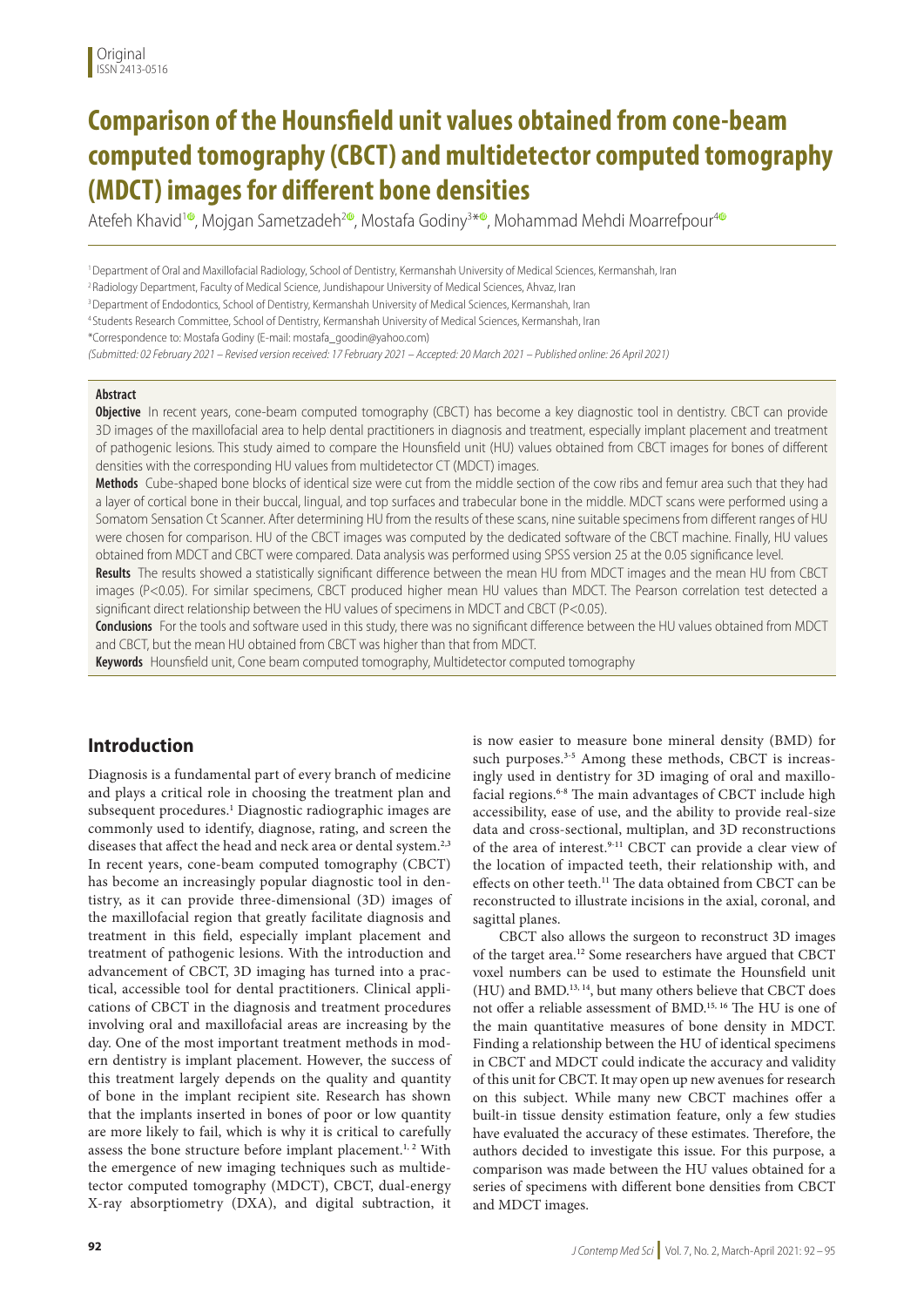Original
ISSN 2413-0516

# Comparison of the Hounsfield unit values obtained from cone-beam computed tomography (CBCT) and multidetector computed tomography (MDCT) images for different bone densities

Atefeh Khavid[1], Mojgan Sametzadeh[2], Mostafa Godiny[3]*, Mohammad Mehdi Moarrefpour[4]

[1] Department of Oral and Maxillofacial Radiology, School of Dentistry, Kermanshah University of Medical Sciences, Kermanshah, Iran
[2] Radiology Department, Faculty of Medical Science, Jundishapour University of Medical Sciences, Ahvaz, Iran
[3] Department of Endodontics, School of Dentistry, Kermanshah University of Medical Sciences, Kermanshah, Iran
[4] Students Research Committee, School of Dentistry, Kermanshah University of Medical Sciences, Kermanshah, Iran
*Correspondence to: Mostafa Godiny (E-mail: mostafa_goodin@yahoo.com)

*(Submitted: 02 February 2021 – Revised version received: 17 February 2021 – Accepted: 20 March 2021 – Published online: 26 April 2021)*

## Abstract

**Objective** In recent years, cone-beam computed tomography (CBCT) has become a key diagnostic tool in dentistry. CBCT can provide 3D images of the maxillofacial area to help dental practitioners in diagnosis and treatment, especially implant placement and treatment of pathogenic lesions. This study aimed to compare the Hounsfield unit (HU) values obtained from CBCT images for bones of different densities with the corresponding HU values from multidetector CT (MDCT) images.

**Methods** Cube-shaped bone blocks of identical size were cut from the middle section of the cow ribs and femur area such that they had a layer of cortical bone in their buccal, lingual, and top surfaces and trabecular bone in the middle. MDCT scans were performed using a Somatom Sensation Ct Scanner. After determining HU from the results of these scans, nine suitable specimens from different ranges of HU were chosen for comparison. HU of the CBCT images was computed by the dedicated software of the CBCT machine. Finally, HU values obtained from MDCT and CBCT were compared. Data analysis was performed using SPSS version 25 at the 0.05 significance level.

**Results** The results showed a statistically significant difference between the mean HU from MDCT images and the mean HU from CBCT images ($P<0.05$). For similar specimens, CBCT produced higher mean HU values than MDCT. The Pearson correlation test detected a significant direct relationship between the HU values of specimens in MDCT and CBCT ($P<0.05$).

**Conclusions** For the tools and software used in this study, there was no significant difference between the HU values obtained from MDCT and CBCT, but the mean HU obtained from CBCT was higher than that from MDCT.

**Keywords** Hounsfield unit, Cone beam computed tomography, Multidetector computed tomography

## Introduction

Diagnosis is a fundamental part of every branch of medicine and plays a critical role in choosing the treatment plan and subsequent procedures.[1] Diagnostic radiographic images are commonly used to identify, diagnose, rating, and screen the diseases that affect the head and neck area or dental system.[2,3] In recent years, cone-beam computed tomography (CBCT) has become an increasingly popular diagnostic tool in dentistry, as it can provide three-dimensional (3D) images of the maxillofacial region that greatly facilitate diagnosis and treatment in this field, especially implant placement and treatment of pathogenic lesions. With the introduction and advancement of CBCT, 3D imaging has turned into a practical, accessible tool for dental practitioners. Clinical applications of CBCT in the diagnosis and treatment procedures involving oral and maxillofacial areas are increasing by the day. One of the most important treatment methods in modern dentistry is implant placement. However, the success of this treatment largely depends on the quality and quantity of bone in the implant recipient site. Research has shown that the implants inserted in bones of poor or low quantity are more likely to fail, which is why it is critical to carefully assess the bone structure before implant placement.[1, 2] With the emergence of new imaging techniques such as multidetector computed tomography (MDCT), CBCT, dual-energy X-ray absorptiometry (DXA), and digital subtraction, it is now easier to measure bone mineral density (BMD) for such purposes.[3-5] Among these methods, CBCT is increasingly used in dentistry for 3D imaging of oral and maxillofacial regions.[6-8] The main advantages of CBCT include high accessibility, ease of use, and the ability to provide real-size data and cross-sectional, multiplan, and 3D reconstructions of the area of interest.[9-11] CBCT can provide a clear view of the location of impacted teeth, their relationship with, and effects on other teeth.[11] The data obtained from CBCT can be reconstructed to illustrate incisions in the axial, coronal, and sagittal planes.

CBCT also allows the surgeon to reconstruct 3D images of the target area.[12] Some researchers have argued that CBCT voxel numbers can be used to estimate the Hounsfield unit (HU) and BMD.[13, 14], but many others believe that CBCT does not offer a reliable assessment of BMD.[15, 16] The HU is one of the main quantitative measures of bone density in MDCT. Finding a relationship between the HU of identical specimens in CBCT and MDCT could indicate the accuracy and validity of this unit for CBCT. It may open up new avenues for research on this subject. While many new CBCT machines offer a built-in tissue density estimation feature, only a few studies have evaluated the accuracy of these estimates. Therefore, the authors decided to investigate this issue. For this purpose, a comparison was made between the HU values obtained for a series of specimens with different bone densities from CBCT and MDCT images.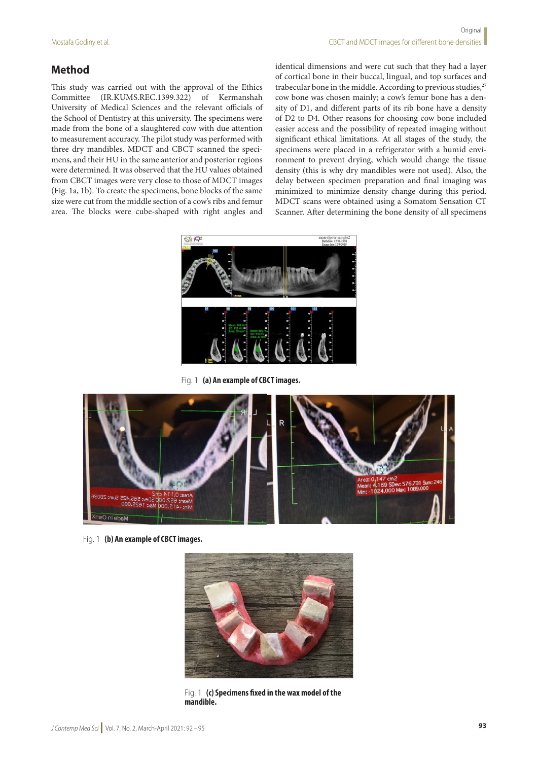## Method

This study was carried out with the approval of the Ethics Committee (IR.KUMS.REC.1399.322) of Kermanshah University of Medical Sciences and the relevant officials of the School of Dentistry at this university. The specimens were made from the bone of a slaughtered cow with due attention to measurement accuracy. The pilot study was performed with three dry mandibles. MDCT and CBCT scanned the specimens, and their HU in the same anterior and posterior regions were determined. It was observed that the HU values obtained from CBCT images were very close to those of MDCT images (Fig. 1a, 1b). To create the specimens, bone blocks of the same size were cut from the middle section of a cow's ribs and femur area. The blocks were cube-shaped with right angles and identical dimensions and were cut such that they had a layer of cortical bone in their buccal, lingual, and top surfaces and trabecular bone in the middle. According to previous studies,[27] cow bone was chosen mainly; a cow's femur bone has a density of D1, and different parts of its rib bone have a density of D2 to D4. Other reasons for choosing cow bone included easier access and the possibility of repeated imaging without significant ethical limitations. At all stages of the study, the specimens were placed in a refrigerator with a humid environment to prevent drying, which would change the tissue density (this is why dry mandibles were not used). Also, the delay between specimen preparation and final imaging was minimized to minimize density change during this period. MDCT scans were obtained using a Somatom Sensation CT Scanner. After determining the bone density of all specimens

Fig. 1 **(a) An example of CBCT images.**

Fig. 1 **(b) An example of CBCT images.**

Fig. 1 **(c) Specimens fixed in the wax model of the mandible.**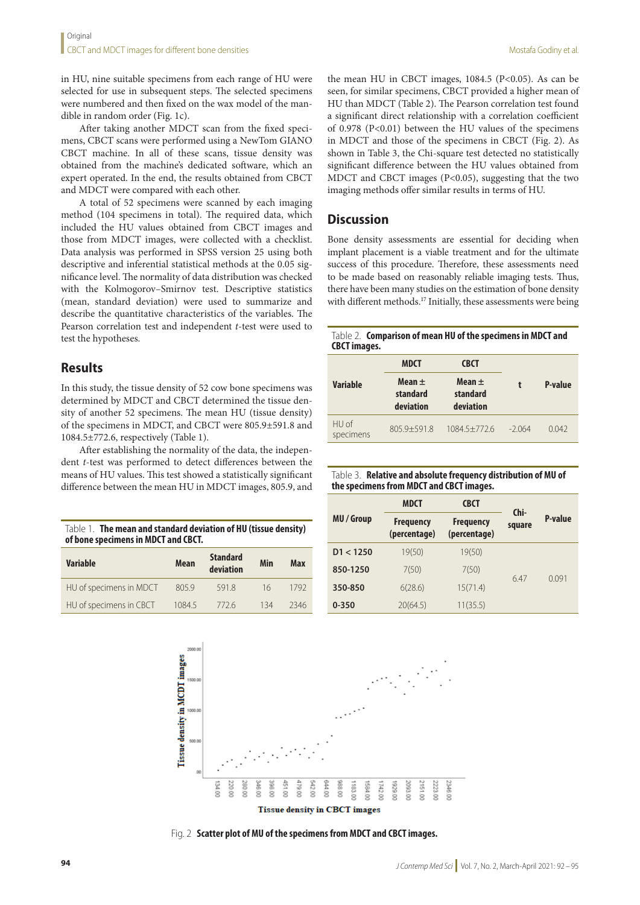in HU, nine suitable specimens from each range of HU were selected for use in subsequent steps. The selected specimens were numbered and then fixed on the wax model of the mandible in random order (Fig. 1c).

After taking another MDCT scan from the fixed specimens, CBCT scans were performed using a NewTom GIANO CBCT machine. In all of these scans, tissue density was obtained from the machine's dedicated software, which an expert operated. In the end, the results obtained from CBCT and MDCT were compared with each other.

A total of 52 specimens were scanned by each imaging method (104 specimens in total). The required data, which included the HU values obtained from CBCT images and those from MDCT images, were collected with a checklist. Data analysis was performed in SPSS version 25 using both descriptive and inferential statistical methods at the 0.05 significance level. The normality of data distribution was checked with the Kolmogorov–Smirnov test. Descriptive statistics (mean, standard deviation) were used to summarize and describe the quantitative characteristics of the variables. The Pearson correlation test and independent *t*-test were used to test the hypotheses.

## Results

In this study, the tissue density of 52 cow bone specimens was determined by MDCT and CBCT determined the tissue density of another 52 specimens. The mean HU (tissue density) of the specimens in MDCT, and CBCT were 805.9±591.8 and 1084.5±772.6, respectively (Table 1).

After establishing the normality of the data, the independent *t*-test was performed to detect differences between the means of HU values. This test showed a statistically significant difference between the mean HU in MDCT images, 805.9, and the mean HU in CBCT images, 1084.5 ($P<0.05$). As can be seen, for similar specimens, CBCT provided a higher mean of HU than MDCT (Table 2). The Pearson correlation test found a significant direct relationship with a correlation coefficient of 0.978 ($P<0.01$) between the HU values of the specimens in MDCT and those of the specimens in CBCT (Fig. 2). As shown in Table 3, the Chi-square test detected no statistically significant difference between the HU values obtained from MDCT and CBCT images ($P<0.05$), suggesting that the two imaging methods offer similar results in terms of HU.

Table 1. **The mean and standard deviation of HU (tissue density) of bone specimens in MDCT and CBCT.**

| Variable | Mean | Standard deviation | Min | Max |
|---|---|---|---|---|
| HU of specimens in MDCT | 805.9 | 591.8 | 16 | 1792 |
| HU of specimens in CBCT | 1084.5 | 772.6 | 134 | 2346 |

## Discussion

Bone density assessments are essential for deciding when implant placement is a viable treatment and for the ultimate success of this procedure. Therefore, these assessments need to be made based on reasonably reliable imaging tests. Thus, there have been many studies on the estimation of bone density with different methods.[17] Initially, these assessments were being

Table 2. **Comparison of mean HU of the specimens in MDCT and CBCT images.**

| Variable | MDCT | CBCT | t | P-value |
|---|---|---|---|---|
| | Mean ± standard deviation | Mean ± standard deviation | | |
| HU of specimens | 805.9±591.8 | 1084.5±772.6 | -2.064 | 0.042 |

Table 3. **Relative and absolute frequency distribution of MU of the specimens from MDCT and CBCT images.**

| MU / Group | MDCT | CBCT | Chi-square | P-value |
|---|---|---|---|---|
| | Frequency (percentage) | Frequency (percentage) | | |
| D1 < 1250 | 19(50) | 19(50) | 6.47 | 0.091 |
| 850-1250 | 7(50) | 7(50) | | |
| 350-850 | 6(28.6) | 15(71.4) | | |
| 0-350 | 20(64.5) | 11(35.5) | | |

Fig. 2 **Scatter plot of MU of the specimens from MDCT and CBCT images.**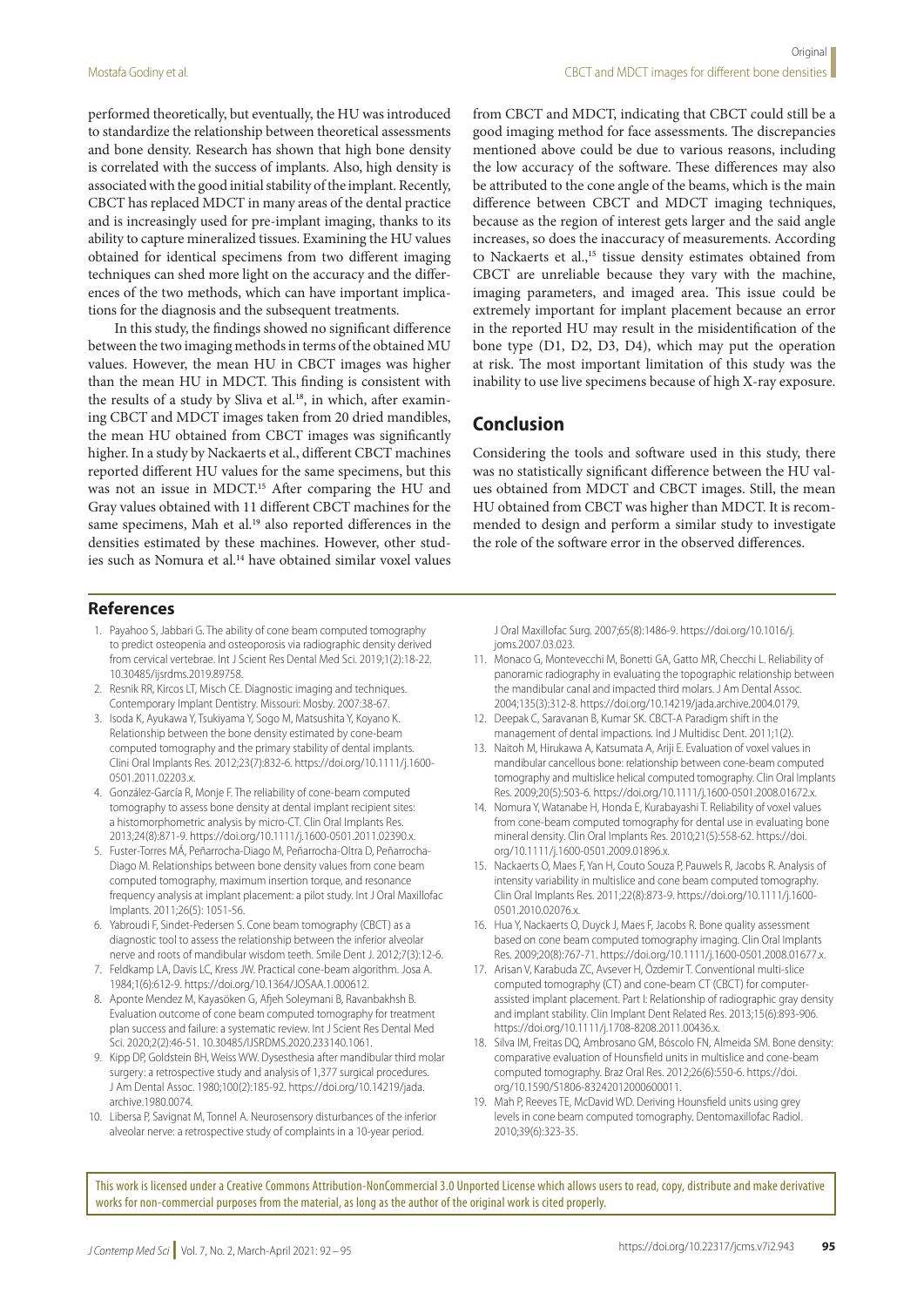performed theoretically, but eventually, the HU was introduced to standardize the relationship between theoretical assessments and bone density. Research has shown that high bone density is correlated with the success of implants. Also, high density is associated with the good initial stability of the implant. Recently, CBCT has replaced MDCT in many areas of the dental practice and is increasingly used for pre-implant imaging, thanks to its ability to capture mineralized tissues. Examining the HU values obtained for identical specimens from two different imaging techniques can shed more light on the accuracy and the differences of the two methods, which can have important implications for the diagnosis and the subsequent treatments.

In this study, the findings showed no significant difference between the two imaging methods in terms of the obtained MU values. However, the mean HU in CBCT images was higher than the mean HU in MDCT. This finding is consistent with the results of a study by Sliva et al.[18], in which, after examining CBCT and MDCT images taken from 20 dried mandibles, the mean HU obtained from CBCT images was significantly higher. In a study by Nackaerts et al., different CBCT machines reported different HU values for the same specimens, but this was not an issue in MDCT.[15] After comparing the HU and Gray values obtained with 11 different CBCT machines for the same specimens, Mah et al.[19] also reported differences in the densities estimated by these machines. However, other studies such as Nomura et al.[14] have obtained similar voxel values from CBCT and MDCT, indicating that CBCT could still be a good imaging method for face assessments. The discrepancies mentioned above could be due to various reasons, including the low accuracy of the software. These differences may also be attributed to the cone angle of the beams, which is the main difference between CBCT and MDCT imaging techniques, because as the region of interest gets larger and the said angle increases, so does the inaccuracy of measurements. According to Nackaerts et al.,[15] tissue density estimates obtained from CBCT are unreliable because they vary with the machine, imaging parameters, and imaged area. This issue could be extremely important for implant placement because an error in the reported HU may result in the misidentification of the bone type (D1, D2, D3, D4), which may put the operation at risk. The most important limitation of this study was the inability to use live specimens because of high X-ray exposure.

## Conclusion

Considering the tools and software used in this study, there was no statistically significant difference between the HU values obtained from MDCT and CBCT images. Still, the mean HU obtained from CBCT was higher than MDCT. It is recommended to design and perform a similar study to investigate the role of the software error in the observed differences.

## References

1. Payahoo S, Jabbari G. The ability of cone beam computed tomography to predict osteopenia and osteoporosis via radiographic density derived from cervical vertebrae. Int J Scient Res Dental Med Sci. 2019;1(2):18-22. 10.30485/ijsrdms.2019.89758.
2. Resnik RR, Kircos LT, Misch CE. Diagnostic imaging and techniques. Contemporary Implant Dentistry. Missouri: Mosby. 2007:38-67.
3. Isoda K, Ayukawa Y, Tsukiyama Y, Sogo M, Matsushita Y, Koyano K. Relationship between the bone density estimated by cone-beam computed tomography and the primary stability of dental implants. Clini Oral Implants Res. 2012;23(7):832-6. https://doi.org/10.1111/j.1600-0501.2011.02203.x.
4. González-García R, Monje F. The reliability of cone-beam computed tomography to assess bone density at dental implant recipient sites: a histomorphometric analysis by micro-CT. Clin Oral Implants Res. 2013;24(8):871-9. https://doi.org/10.1111/j.1600-0501.2011.02390.x.
5. Fuster-Torres MÁ, Peñarrocha-Diago M, Peñarrocha-Oltra D, Peñarrocha-Diago M. Relationships between bone density values from cone beam computed tomography, maximum insertion torque, and resonance frequency analysis at implant placement: a pilot study. Int J Oral Maxillofac Implants. 2011;26(5): 1051-56.
6. Yabroudi F, Sindet-Pedersen S. Cone beam tomography (CBCT) as a diagnostic tool to assess the relationship between the inferior alveolar nerve and roots of mandibular wisdom teeth. Smile Dent J. 2012;7(3):12-6.
7. Feldkamp LA, Davis LC, Kress JW. Practical cone-beam algorithm. Josa A. 1984;1(6):612-9. https://doi.org/10.1364/JOSAA.1.000612.
8. Aponte Mendez M, Kayasöken G, Afjeh Soleymani B, Ravanbakhsh B. Evaluation outcome of cone beam computed tomography for treatment plan success and failure: a systematic review. Int J Scient Res Dental Med Sci. 2020;2(2):46-51. 10.30485/IJSRDMS.2020.233140.1061.
9. Kipp DP, Goldstein BH, Weiss WW. Dysesthesia after mandibular third molar surgery: a retrospective study and analysis of 1,377 surgical procedures. J Am Dental Assoc. 1980;100(2):185-92. https://doi.org/10.14219/jada.archive.1980.0074.
10. Libersa P, Savignat M, Tonnel A. Neurosensory disturbances of the inferior alveolar nerve: a retrospective study of complaints in a 10-year period. J Oral Maxillofac Surg. 2007;65(8):1486-9. https://doi.org/10.1016/j.joms.2007.03.023.
11. Monaco G, Montevecchi M, Bonetti GA, Gatto MR, Checchi L. Reliability of panoramic radiography in evaluating the topographic relationship between the mandibular canal and impacted third molars. J Am Dental Assoc. 2004;135(3):312-8. https://doi.org/10.14219/jada.archive.2004.0179.
12. Deepak C, Saravanan B, Kumar SK. CBCT-A Paradigm shift in the management of dental impactions. Ind J Multidisc Dent. 2011;1(2).
13. Naitoh M, Hirukawa A, Katsumata A, Ariji E. Evaluation of voxel values in mandibular cancellous bone: relationship between cone-beam computed tomography and multislice helical computed tomography. Clin Oral Implants Res. 2009;20(5):503-6. https://doi.org/10.1111/j.1600-0501.2008.01672.x.
14. Nomura Y, Watanabe H, Honda E, Kurabayashi T. Reliability of voxel values from cone-beam computed tomography for dental use in evaluating bone mineral density. Clin Oral Implants Res. 2010;21(5):558-62. https://doi.org/10.1111/j.1600-0501.2009.01896.x.
15. Nackaerts O, Maes F, Yan H, Couto Souza P, Pauwels R, Jacobs R. Analysis of intensity variability in multislice and cone beam computed tomography. Clin Oral Implants Res. 2011;22(8):873-9. https://doi.org/10.1111/j.1600-0501.2010.02076.x.
16. Hua Y, Nackaerts O, Duyck J, Maes F, Jacobs R. Bone quality assessment based on cone beam computed tomography imaging. Clin Oral Implants Res. 2009;20(8):767-71. https://doi.org/10.1111/j.1600-0501.2008.01677.x.
17. Arisan V, Karabuda ZC, Avsever H, Özdemir T. Conventional multi-slice computed tomography (CT) and cone-beam CT (CBCT) for computer-assisted implant placement. Part I: Relationship of radiographic gray density and implant stability. Clin Implant Dent Related Res. 2013;15(6):893-906. https://doi.org/10.1111/j.1708-8208.2011.00436.x.
18. Silva IM, Freitas DQ, Ambrosano GM, Bóscolo FN, Almeida SM. Bone density: comparative evaluation of Hounsfield units in multislice and cone-beam computed tomography. Braz Oral Res. 2012;26(6):550-6. https://doi.org/10.1590/S1806-83242012000600011.
19. Mah P, Reeves TE, McDavid WD. Deriving Hounsfield units using grey levels in cone beam computed tomography. Dentomaxillofac Radiol. 2010;39(6):323-35.

This work is licensed under a Creative Commons Attribution-NonCommercial 3.0 Unported License which allows users to read, copy, distribute and make derivative works for non-commercial purposes from the material, as long as the author of the original work is cited properly.